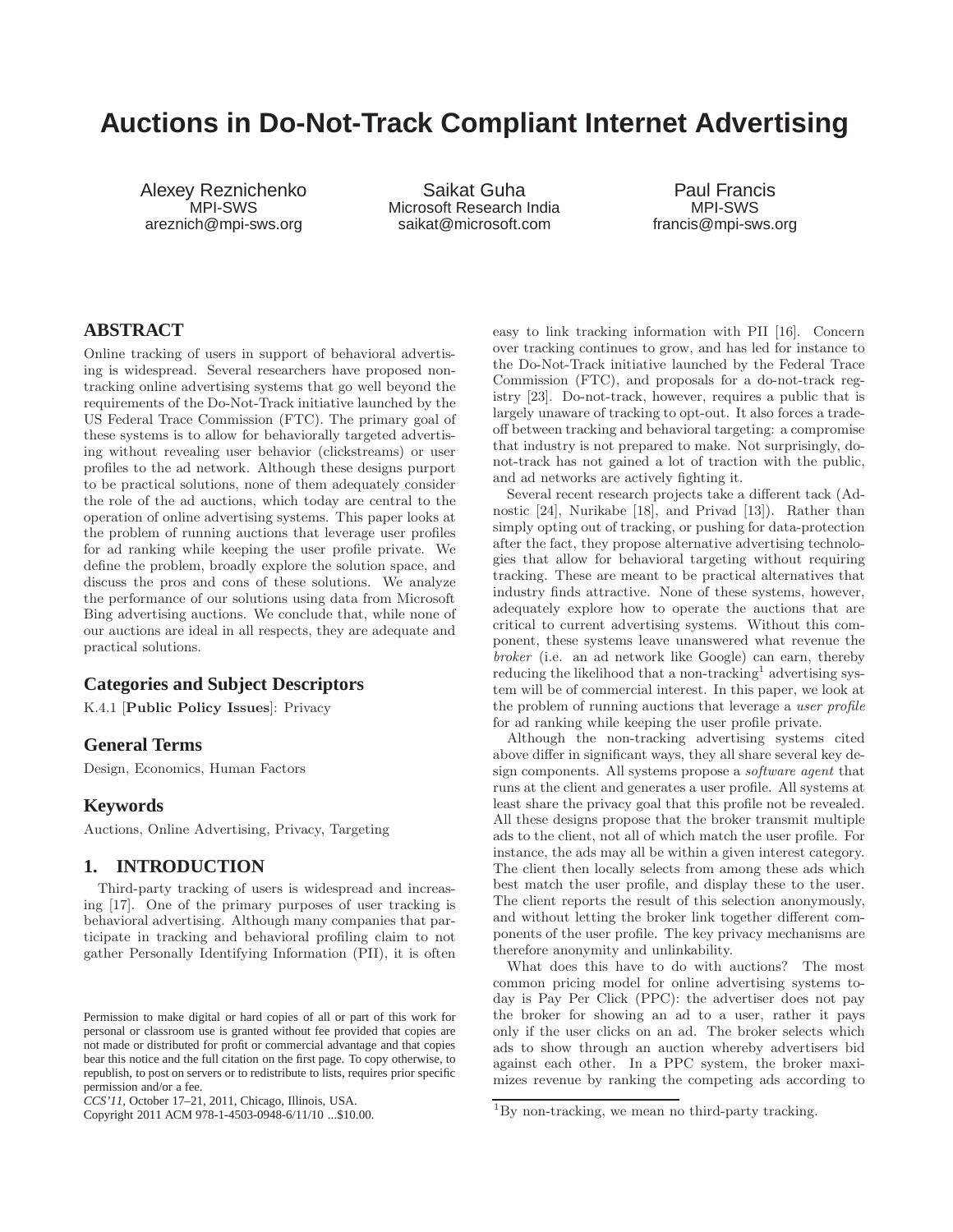# Auctions in Do-Not-Track Compliant Internet Advertising

Alexey Reznichenko
MPI-SWS
areznich@mpi-sws.org

Saikat Guha
Microsoft Research India
saikat@microsoft.com

Paul Francis
MPI-SWS
francis@mpi-sws.org

## ABSTRACT

Online tracking of users in support of behavioral advertising is widespread. Several researchers have proposed non-tracking online advertising systems that go well beyond the requirements of the Do-Not-Track initiative launched by the US Federal Trace Commission (FTC). The primary goal of these systems is to allow for behaviorally targeted advertising without revealing user behavior (clickstreams) or user profiles to the ad network. Although these designs purport to be practical solutions, none of them adequately consider the role of the ad auctions, which today are central to the operation of online advertising systems. This paper looks at the problem of running auctions that leverage user profiles for ad ranking while keeping the user profile private. We define the problem, broadly explore the solution space, and discuss the pros and cons of these solutions. We analyze the performance of our solutions using data from Microsoft Bing advertising auctions. We conclude that, while none of our auctions are ideal in all respects, they are adequate and practical solutions.

## Categories and Subject Descriptors

K.4.1 [**Public Policy Issues**]: Privacy

## General Terms

Design, Economics, Human Factors

## Keywords

Auctions, Online Advertising, Privacy, Targeting

## 1. INTRODUCTION

Third-party tracking of users is widespread and increasing [17]. One of the primary purposes of user tracking is behavioral advertising. Although many companies that participate in tracking and behavioral profiling claim to not gather Personally Identifying Information (PII), it is often easy to link tracking information with PII [16]. Concern over tracking continues to grow, and has led for instance to the Do-Not-Track initiative launched by the Federal Trace Commission (FTC), and proposals for a do-not-track registry [23]. Do-not-track, however, requires a public that is largely unaware of tracking to opt-out. It also forces a tradeoff between tracking and behavioral targeting: a compromise that industry is not prepared to make. Not surprisingly, do-not-track has not gained a lot of traction with the public, and ad networks are actively fighting it.

Several recent research projects take a different tack (Adnostic [24], Nurikabe [18], and Privad [13]). Rather than simply opting out of tracking, or pushing for data-protection after the fact, they propose alternative advertising technologies that allow for behavioral targeting without requiring tracking. These are meant to be practical alternatives that industry finds attractive. None of these systems, however, adequately explore how to operate the auctions that are critical to current advertising systems. Without this component, these systems leave unanswered what revenue the *broker* (i.e. an ad network like Google) can earn, thereby reducing the likelihood that a non-tracking[1] advertising system will be of commercial interest. In this paper, we look at the problem of running auctions that leverage a *user profile* for ad ranking while keeping the user profile private.

Although the non-tracking advertising systems cited above differ in significant ways, they all share several key design components. All systems propose a *software agent* that runs at the client and generates a user profile. All systems at least share the privacy goal that this profile not be revealed. All these designs propose that the broker transmit multiple ads to the client, not all of which match the user profile. For instance, the ads may all be within a given interest category. The client then locally selects from among these ads which best match the user profile, and display these to the user. The client reports the result of this selection anonymously, and without letting the broker link together different components of the user profile. The key privacy mechanisms are therefore anonymity and unlinkability.

What does this have to do with auctions? The most common pricing model for online advertising systems today is Pay Per Click (PPC): the advertiser does not pay the broker for showing an ad to a user, rather it pays only if the user clicks on an ad. The broker selects which ads to show through an auction whereby advertisers bid against each other. In a PPC system, the broker maximizes revenue by ranking the competing ads according to

[1] By non-tracking, we mean no third-party tracking.

Permission to make digital or hard copies of all or part of this work for personal or classroom use is granted without fee provided that copies are not made or distributed for profit or commercial advantage and that copies bear this notice and the full citation on the first page. To copy otherwise, to republish, to post on servers or to redistribute to lists, requires prior specific permission and/or a fee.
*CCS'11,* October 17–21, 2011, Chicago, Illinois, USA.
Copyright 2011 ACM 978-1-4503-0948-6/11/10 ...$10.00.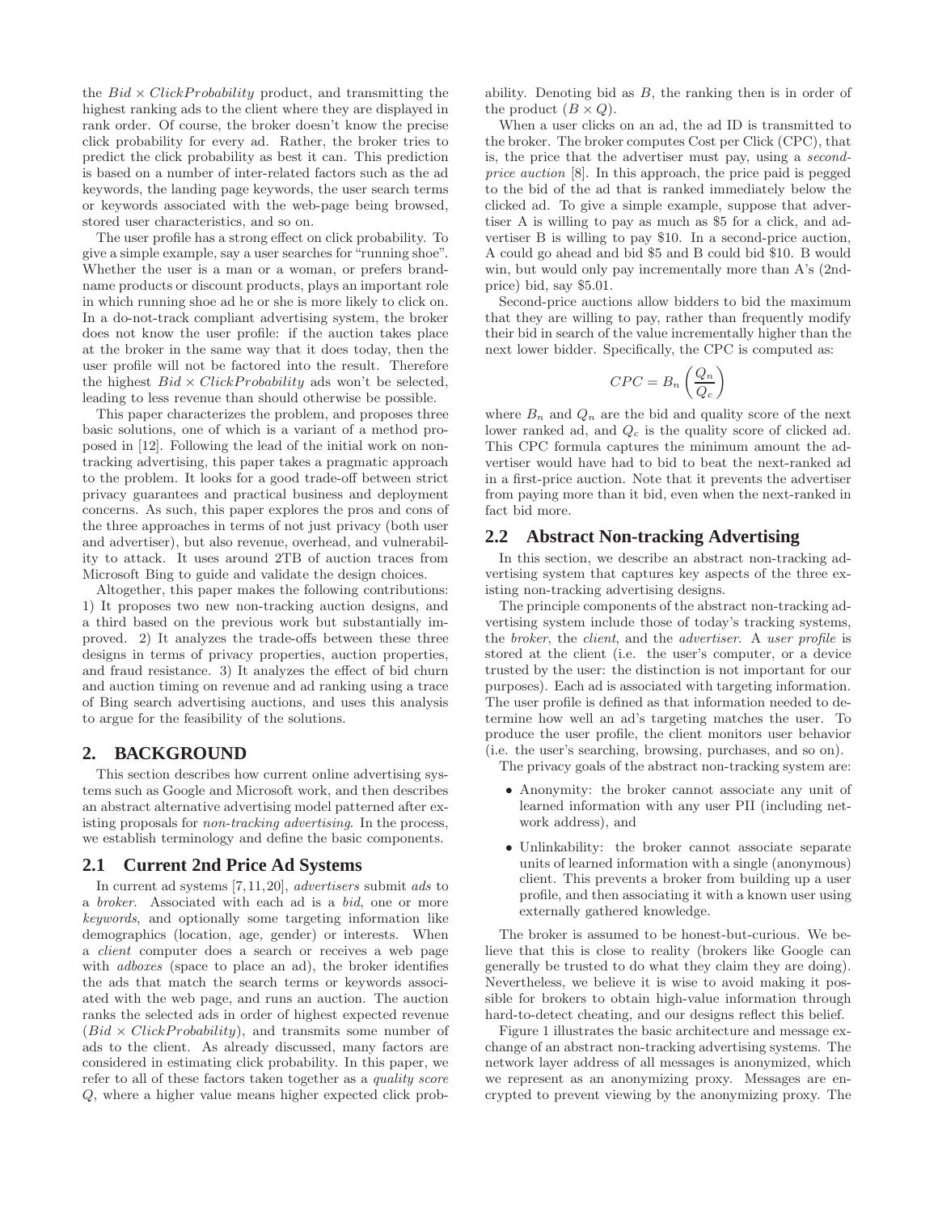the $Bid \times ClickProbability$ product, and transmitting the highest ranking ads to the client where they are displayed in rank order. Of course, the broker doesn't know the precise click probability for every ad. Rather, the broker tries to predict the click probability as best it can. This prediction is based on a number of inter-related factors such as the ad keywords, the landing page keywords, the user search terms or keywords associated with the web-page being browsed, stored user characteristics, and so on.

The user profile has a strong effect on click probability. To give a simple example, say a user searches for "running shoe". Whether the user is a man or a woman, or prefers brand-name products or discount products, plays an important role in which running shoe ad he or she is more likely to click on. In a do-not-track compliant advertising system, the broker does not know the user profile: if the auction takes place at the broker in the same way that it does today, then the user profile will not be factored into the result. Therefore the highest $Bid \times ClickProbability$ ads won't be selected, leading to less revenue than should otherwise be possible.

This paper characterizes the problem, and proposes three basic solutions, one of which is a variant of a method proposed in [12]. Following the lead of the initial work on non-tracking advertising, this paper takes a pragmatic approach to the problem. It looks for a good trade-off between strict privacy guarantees and practical business and deployment concerns. As such, this paper explores the pros and cons of the three approaches in terms of not just privacy (both user and advertiser), but also revenue, overhead, and vulnerability to attack. It uses around 2TB of auction traces from Microsoft Bing to guide and validate the design choices.

Altogether, this paper makes the following contributions: 1) It proposes two new non-tracking auction designs, and a third based on the previous work but substantially improved. 2) It analyzes the trade-offs between these three designs in terms of privacy properties, auction properties, and fraud resistance. 3) It analyzes the effect of bid churn and auction timing on revenue and ad ranking using a trace of Bing search advertising auctions, and uses this analysis to argue for the feasibility of the solutions.

## 2. BACKGROUND

This section describes how current online advertising systems such as Google and Microsoft work, and then describes an abstract alternative advertising model patterned after existing proposals for *non-tracking advertising*. In the process, we establish terminology and define the basic components.

### 2.1 Current 2nd Price Ad Systems

In current ad systems [7,11,20], *advertisers* submit *ads* to a *broker*. Associated with each ad is a *bid*, one or more *keywords*, and optionally some targeting information like demographics (location, age, gender) or interests. When a *client* computer does a search or receives a web page with *adboxes* (space to place an ad), the broker identifies the ads that match the search terms or keywords associated with the web page, and runs an auction. The auction ranks the selected ads in order of highest expected revenue ($Bid \times ClickProbability$), and transmits some number of ads to the client. As already discussed, many factors are considered in estimating click probability. In this paper, we refer to all of these factors taken together as a *quality score* $Q$, where a higher value means higher expected click probability. Denoting bid as $B$, the ranking then is in order of the product $(B \times Q)$.

When a user clicks on an ad, the ad ID is transmitted to the broker. The broker computes Cost per Click (CPC), that is, the price that the advertiser must pay, using a *second-price auction* [8]. In this approach, the price paid is pegged to the bid of the ad that is ranked immediately below the clicked ad. To give a simple example, suppose that advertiser A is willing to pay as much as \$5 for a click, and advertiser B is willing to pay \$10. In a second-price auction, A could go ahead and bid \$5 and B could bid \$10. B would win, but would only pay incrementally more than A's (2nd-price) bid, say \$5.01.

Second-price auctions allow bidders to bid the maximum that they are willing to pay, rather than frequently modify their bid in search of the value incrementally higher than the next lower bidder. Specifically, the CPC is computed as:

$$CPC = B_n \left( \frac{Q_n}{Q_c} \right)$$

where $B_n$ and $Q_n$ are the bid and quality score of the next lower ranked ad, and $Q_c$ is the quality score of clicked ad. This CPC formula captures the minimum amount the advertiser would have had to bid to beat the next-ranked ad in a first-price auction. Note that it prevents the advertiser from paying more than it bid, even when the next-ranked in fact bid more.

### 2.2 Abstract Non-tracking Advertising

In this section, we describe an abstract non-tracking advertising system that captures key aspects of the three existing non-tracking advertising designs.

The principle components of the abstract non-tracking advertising system include those of today's tracking systems, the *broker*, the *client*, and the *advertiser*. A *user profile* is stored at the client (i.e. the user's computer, or a device trusted by the user: the distinction is not important for our purposes). Each ad is associated with targeting information. The user profile is defined as that information needed to determine how well an ad's targeting matches the user. To produce the user profile, the client monitors user behavior (i.e. the user's searching, browsing, purchases, and so on).

The privacy goals of the abstract non-tracking system are:

- Anonymity: the broker cannot associate any unit of learned information with any user PII (including network address), and
- Unlinkability: the broker cannot associate separate units of learned information with a single (anonymous) client. This prevents a broker from building up a user profile, and then associating it with a known user using externally gathered knowledge.

The broker is assumed to be honest-but-curious. We believe that this is close to reality (brokers like Google can generally be trusted to do what they claim they are doing). Nevertheless, we believe it is wise to avoid making it possible for brokers to obtain high-value information through hard-to-detect cheating, and our designs reflect this belief.

Figure 1 illustrates the basic architecture and message exchange of an abstract non-tracking advertising systems. The network layer address of all messages is anonymized, which we represent as an anonymizing proxy. Messages are encrypted to prevent viewing by the anonymizing proxy. The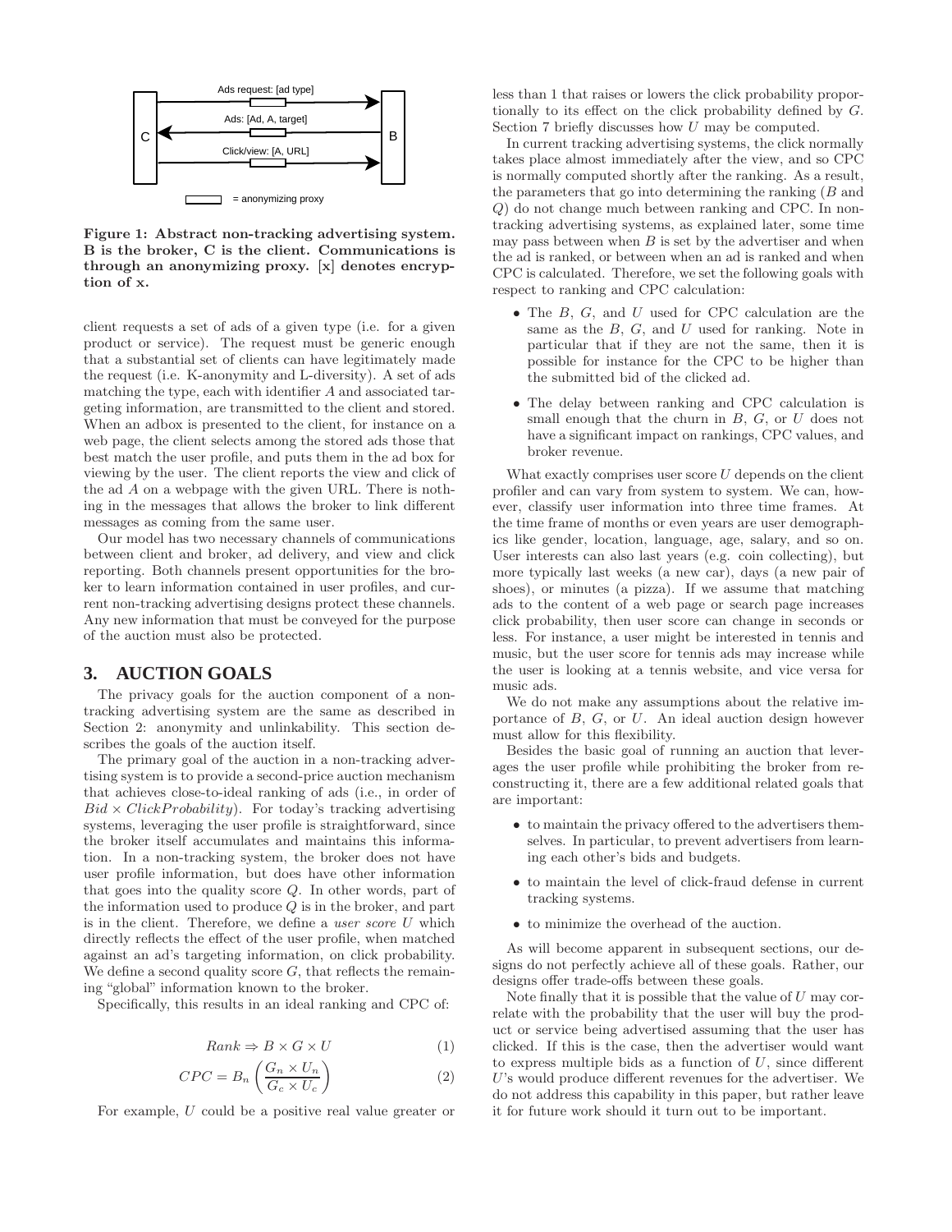Figure 1: Abstract non-tracking advertising system. B is the broker, C is the client. Communications is through an anonymizing proxy. [x] denotes encryption of x.

client requests a set of ads of a given type (i.e. for a given product or service). The request must be generic enough that a substantial set of clients can have legitimately made the request (i.e. K-anonymity and L-diversity). A set of ads matching the type, each with identifier $A$ and associated targeting information, are transmitted to the client and stored. When an adbox is presented to the client, for instance on a web page, the client selects among the stored ads those that best match the user profile, and puts them in the ad box for viewing by the user. The client reports the view and click of the ad $A$ on a webpage with the given URL. There is nothing in the messages that allows the broker to link different messages as coming from the same user.

Our model has two necessary channels of communications between client and broker, ad delivery, and view and click reporting. Both channels present opportunities for the broker to learn information contained in user profiles, and current non-tracking advertising designs protect these channels. Any new information that must be conveyed for the purpose of the auction must also be protected.

## 3. AUCTION GOALS

The privacy goals for the auction component of a non-tracking advertising system are the same as described in Section 2: anonymity and unlinkability. This section describes the goals of the auction itself.

The primary goal of the auction in a non-tracking advertising system is to provide a second-price auction mechanism that achieves close-to-ideal ranking of ads (i.e., in order of $Bid \times ClickProbability$). For today's tracking advertising systems, leveraging the user profile is straightforward, since the broker itself accumulates and maintains this information. In a non-tracking system, the broker does not have user profile information, but does have other information that goes into the quality score $Q$. In other words, part of the information used to produce $Q$ is in the broker, and part is in the client. Therefore, we define a *user score* $U$ which directly reflects the effect of the user profile, when matched against an ad's targeting information, on click probability. We define a second quality score $G$, that reflects the remaining "global" information known to the broker.

Specifically, this results in an ideal ranking and CPC of:

$$Rank \Rightarrow B \times G \times U \tag{1}$$

$$CPC = B_n \left( \frac{G_n \times U_n}{G_c \times U_c} \right) \tag{2}$$

For example, $U$ could be a positive real value greater or less than 1 that raises or lowers the click probability proportionally to its effect on the click probability defined by $G$. Section 7 briefly discusses how $U$ may be computed.

In current tracking advertising systems, the click normally takes place almost immediately after the view, and so CPC is normally computed shortly after the ranking. As a result, the parameters that go into determining the ranking ($B$ and $Q$) do not change much between ranking and CPC. In non-tracking advertising systems, as explained later, some time may pass between when $B$ is set by the advertiser and when the ad is ranked, or between when an ad is ranked and when CPC is calculated. Therefore, we set the following goals with respect to ranking and CPC calculation:

- The $B$, $G$, and $U$ used for CPC calculation are the same as the $B$, $G$, and $U$ used for ranking. Note in particular that if they are not the same, then it is possible for instance for the CPC to be higher than the submitted bid of the clicked ad.
- The delay between ranking and CPC calculation is small enough that the churn in $B$, $G$, or $U$ does not have a significant impact on rankings, CPC values, and broker revenue.

What exactly comprises user score $U$ depends on the client profiler and can vary from system to system. We can, however, classify user information into three time frames. At the time frame of months or even years are user demographics like gender, location, language, age, salary, and so on. User interests can also last years (e.g. coin collecting), but more typically last weeks (a new car), days (a new pair of shoes), or minutes (a pizza). If we assume that matching ads to the content of a web page or search page increases click probability, then user score can change in seconds or less. For instance, a user might be interested in tennis and music, but the user score for tennis ads may increase while the user is looking at a tennis website, and vice versa for music ads.

We do not make any assumptions about the relative importance of $B$, $G$, or $U$. An ideal auction design however must allow for this flexibility.

Besides the basic goal of running an auction that leverages the user profile while prohibiting the broker from reconstructing it, there are a few additional related goals that are important:

- to maintain the privacy offered to the advertisers themselves. In particular, to prevent advertisers from learning each other's bids and budgets.
- to maintain the level of click-fraud defense in current tracking systems.
- to minimize the overhead of the auction.

As will become apparent in subsequent sections, our designs do not perfectly achieve all of these goals. Rather, our designs offer trade-offs between these goals.

Note finally that it is possible that the value of $U$ may correlate with the probability that the user will buy the product or service being advertised assuming that the user has clicked. If this is the case, then the advertiser would want to express multiple bids as a function of $U$, since different $U$'s would produce different revenues for the advertiser. We do not address this capability in this paper, but rather leave it for future work should it turn out to be important.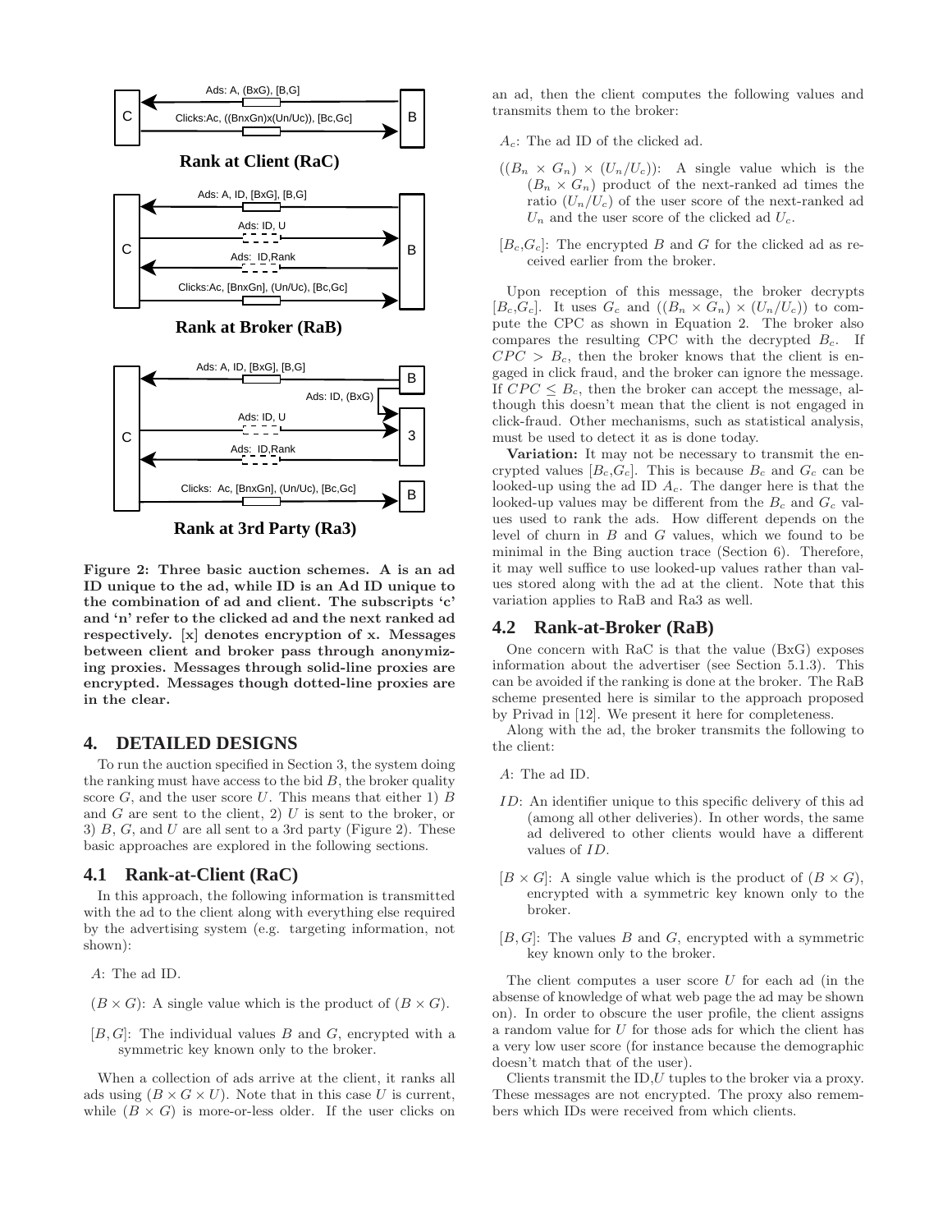Figure 2: Three basic auction schemes. A is an ad ID unique to the ad, while ID is an Ad ID unique to the combination of ad and client. The subscripts 'c' and 'n' refer to the clicked ad and the next ranked ad respectively. [x] denotes encryption of x. Messages between client and broker pass through anonymizing proxies. Messages through solid-line proxies are encrypted. Messages though dotted-line proxies are in the clear.

## 4. DETAILED DESIGNS

To run the auction specified in Section 3, the system doing the ranking must have access to the bid $B$, the broker quality score $G$, and the user score $U$. This means that either 1) $B$ and $G$ are sent to the client, 2) $U$ is sent to the broker, or 3) $B$, $G$, and $U$ are all sent to a 3rd party (Figure 2). These basic approaches are explored in the following sections.

### 4.1 Rank-at-Client (RaC)

In this approach, the following information is transmitted with the ad to the client along with everything else required by the advertising system (e.g. targeting information, not shown):

$A$: The ad ID.

$(B \times G)$: A single value which is the product of $(B \times G)$.

$[B, G]$: The individual values $B$ and $G$, encrypted with a symmetric key known only to the broker.

When a collection of ads arrive at the client, it ranks all ads using $(B \times G \times U)$. Note that in this case $U$ is current, while $(B \times G)$ is more-or-less older. If the user clicks on an ad, then the client computes the following values and transmits them to the broker:

$A_c$: The ad ID of the clicked ad.

$((B_n \times G_n) \times (U_n/U_c))$: A single value which is the $(B_n \times G_n)$ product of the next-ranked ad times the ratio $(U_n/U_c)$ of the user score of the next-ranked ad $U_n$ and the user score of the clicked ad $U_c$.

$[B_c, G_c]$: The encrypted $B$ and $G$ for the clicked ad as received earlier from the broker.

Upon reception of this message, the broker decrypts $[B_c, G_c]$. It uses $G_c$ and $((B_n \times G_n) \times (U_n/U_c))$ to compute the CPC as shown in Equation 2. The broker also compares the resulting CPC with the decrypted $B_c$. If $CPC > B_c$, then the broker knows that the client is engaged in click fraud, and the broker can ignore the message. If $CPC \leq B_c$, then the broker can accept the message, although this doesn't mean that the client is not engaged in click-fraud. Other mechanisms, such as statistical analysis, must be used to detect it as is done today.

**Variation:** It may not be necessary to transmit the encrypted values $[B_c, G_c]$. This is because $B_c$ and $G_c$ can be looked-up using the ad ID $A_c$. The danger here is that the looked-up values may be different from the $B_c$ and $G_c$ values used to rank the ads. How different depends on the level of churn in $B$ and $G$ values, which we found to be minimal in the Bing auction trace (Section 6). Therefore, it may well suffice to use looked-up values rather than values stored along with the ad at the client. Note that this variation applies to RaB and Ra3 as well.

### 4.2 Rank-at-Broker (RaB)

One concern with RaC is that the value (BxG) exposes information about the advertiser (see Section 5.1.3). This can be avoided if the ranking is done at the broker. The RaB scheme presented here is similar to the approach proposed by Privad in [12]. We present it here for completeness.

Along with the ad, the broker transmits the following to the client:

$A$: The ad ID.

$ID$: An identifier unique to this specific delivery of this ad (among all other deliveries). In other words, the same ad delivered to other clients would have a different values of $ID$.

$[B \times G]$: A single value which is the product of $(B \times G)$, encrypted with a symmetric key known only to the broker.

$[B, G]$: The values $B$ and $G$, encrypted with a symmetric key known only to the broker.

The client computes a user score $U$ for each ad (in the absense of knowledge of what web page the ad may be shown on). In order to obscure the user profile, the client assigns a random value for $U$ for those ads for which the client has a very low user score (for instance because the demographic doesn't match that of the user).

Clients transmit the ID,$U$ tuples to the broker via a proxy. These messages are not encrypted. The proxy also remembers which IDs were received from which clients.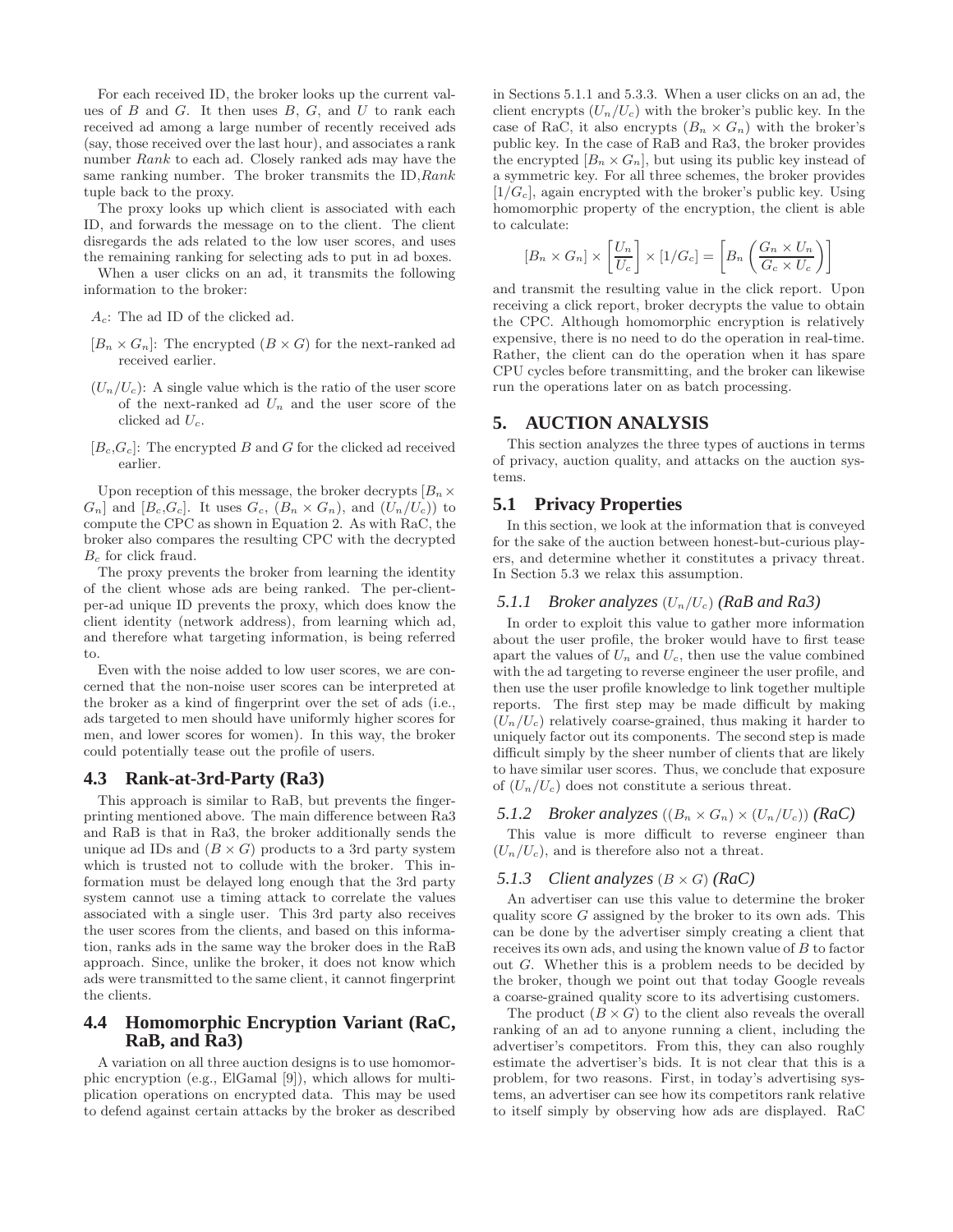For each received ID, the broker looks up the current values of $B$ and $G$. It then uses $B$, $G$, and $U$ to rank each received ad among a large number of recently received ads (say, those received over the last hour), and associates a rank number *Rank* to each ad. Closely ranked ads may have the same ranking number. The broker transmits the ID,*Rank* tuple back to the proxy.

The proxy looks up which client is associated with each ID, and forwards the message on to the client. The client disregards the ads related to the low user scores, and uses the remaining ranking for selecting ads to put in ad boxes.

When a user clicks on an ad, it transmits the following information to the broker:

- $A_c$: The ad ID of the clicked ad.
- $[B_n \times G_n]$: The encrypted $(B \times G)$ for the next-ranked ad received earlier.
- $(U_n/U_c)$: A single value which is the ratio of the user score of the next-ranked ad $U_n$ and the user score of the clicked ad $U_c$.
- $[B_c,G_c]$: The encrypted $B$ and $G$ for the clicked ad received earlier.

Upon reception of this message, the broker decrypts $[B_n \times G_n]$ and $[B_c,G_c]$. It uses $G_c$, $(B_n \times G_n)$, and $(U_n/U_c)$ to compute the CPC as shown in Equation 2. As with RaC, the broker also compares the resulting CPC with the decrypted $B_c$ for click fraud.

The proxy prevents the broker from learning the identity of the client whose ads are being ranked. The per-client-per-ad unique ID prevents the proxy, which does know the client identity (network address), from learning which ad, and therefore what targeting information, is being referred to.

Even with the noise added to low user scores, we are concerned that the non-noise user scores can be interpreted at the broker as a kind of fingerprint over the set of ads (i.e., ads targeted to men should have uniformly higher scores for men, and lower scores for women). In this way, the broker could potentially tease out the profile of users.

## 4.3 Rank-at-3rd-Party (Ra3)

This approach is similar to RaB, but prevents the fingerprinting mentioned above. The main difference between Ra3 and RaB is that in Ra3, the broker additionally sends the unique ad IDs and $(B \times G)$ products to a 3rd party system which is trusted not to collude with the broker. This information must be delayed long enough that the 3rd party system cannot use a timing attack to correlate the values associated with a single user. This 3rd party also receives the user scores from the clients, and based on this information, ranks ads in the same way the broker does in the RaB approach. Since, unlike the broker, it does not know which ads were transmitted to the same client, it cannot fingerprint the clients.

## 4.4 Homomorphic Encryption Variant (RaC, RaB, and Ra3)

A variation on all three auction designs is to use homomorphic encryption (e.g., ElGamal [9]), which allows for multiplication operations on encrypted data. This may be used to defend against certain attacks by the broker as described in Sections 5.1.1 and 5.3.3. When a user clicks on an ad, the client encrypts $(U_n/U_c)$ with the broker's public key. In the case of RaC, it also encrypts $(B_n \times G_n)$ with the broker's public key. In the case of RaB and Ra3, the broker provides the encrypted $[B_n \times G_n]$, but using its public key instead of a symmetric key. For all three schemes, the broker provides $[1/G_c]$, again encrypted with the broker's public key. Using homomorphic property of the encryption, the client is able to calculate:

$$[B_n \times G_n] \times \left[\frac{U_n}{U_c}\right] \times [1/G_c] = \left[B_n \left(\frac{G_n \times U_n}{G_c \times U_c}\right)\right]$$

and transmit the resulting value in the click report. Upon receiving a click report, broker decrypts the value to obtain the CPC. Although homomorphic encryption is relatively expensive, there is no need to do the operation in real-time. Rather, the client can do the operation when it has spare CPU cycles before transmitting, and the broker can likewise run the operations later on as batch processing.

# 5. AUCTION ANALYSIS

This section analyzes the three types of auctions in terms of privacy, auction quality, and attacks on the auction systems.

## 5.1 Privacy Properties

In this section, we look at the information that is conveyed for the sake of the auction between honest-but-curious players, and determine whether it constitutes a privacy threat. In Section 5.3 we relax this assumption.

### 5.1.1 Broker analyzes $(U_n/U_c)$ (RaB and Ra3)

In order to exploit this value to gather more information about the user profile, the broker would have to first tease apart the values of $U_n$ and $U_c$, then use the value combined with the ad targeting to reverse engineer the user profile, and then use the user profile knowledge to link together multiple reports. The first step may be made difficult by making $(U_n/U_c)$ relatively coarse-grained, thus making it harder to uniquely factor out its components. The second step is made difficult simply by the sheer number of clients that are likely to have similar user scores. Thus, we conclude that exposure of $(U_n/U_c)$ does not constitute a serious threat.

### 5.1.2 Broker analyzes $((B_n \times G_n) \times (U_n/U_c))$ (RaC)

This value is more difficult to reverse engineer than $(U_n/U_c)$, and is therefore also not a threat.

### 5.1.3 Client analyzes $(B \times G)$ (RaC)

An advertiser can use this value to determine the broker quality score $G$ assigned by the broker to its own ads. This can be done by the advertiser simply creating a client that receives its own ads, and using the known value of $B$ to factor out $G$. Whether this is a problem needs to be decided by the broker, though we point out that today Google reveals a coarse-grained quality score to its advertising customers.

The product $(B \times G)$ to the client also reveals the overall ranking of an ad to anyone running a client, including the advertiser's competitors. From this, they can also roughly estimate the advertiser's bids. It is not clear that this is a problem, for two reasons. First, in today's advertising systems, an advertiser can see how its competitors rank relative to itself simply by observing how ads are displayed. RaC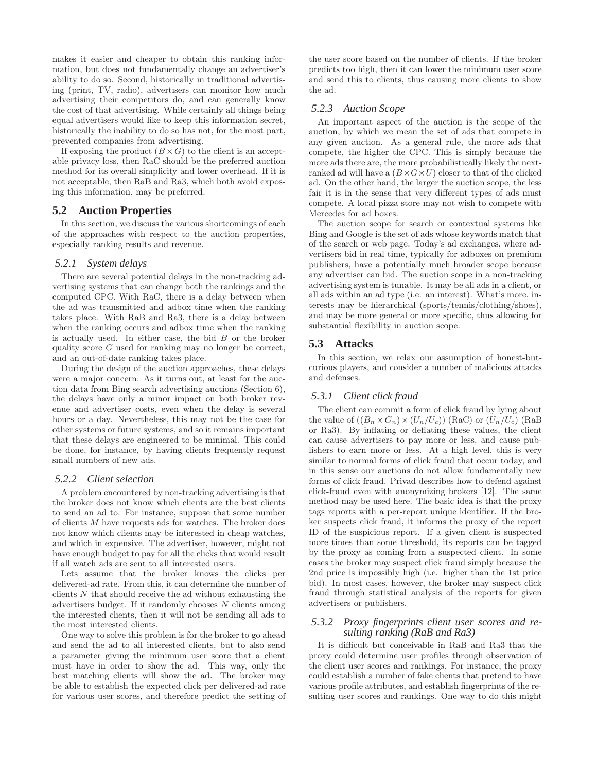makes it easier and cheaper to obtain this ranking information, but does not fundamentally change an advertiser's ability to do so. Second, historically in traditional advertising (print, TV, radio), advertisers can monitor how much advertising their competitors do, and can generally know the cost of that advertising. While certainly all things being equal advertisers would like to keep this information secret, historically the inability to do so has not, for the most part, prevented companies from advertising.

If exposing the product $(B \times G)$ to the client is an acceptable privacy loss, then RaC should be the preferred auction method for its overall simplicity and lower overhead. If it is not acceptable, then RaB and Ra3, which both avoid exposing this information, may be preferred.

## 5.2 Auction Properties

In this section, we discuss the various shortcomings of each of the approaches with respect to the auction properties, especially ranking results and revenue.

### 5.2.1 System delays

There are several potential delays in the non-tracking advertising systems that can change both the rankings and the computed CPC. With RaC, there is a delay between when the ad was transmitted and adbox time when the ranking takes place. With RaB and Ra3, there is a delay between when the ranking occurs and adbox time when the ranking is actually used. In either case, the bid $B$ or the broker quality score $G$ used for ranking may no longer be correct, and an out-of-date ranking takes place.

During the design of the auction approaches, these delays were a major concern. As it turns out, at least for the auction data from Bing search advertising auctions (Section 6), the delays have only a minor impact on both broker revenue and advertiser costs, even when the delay is several hours or a day. Nevertheless, this may not be the case for other systems or future systems, and so it remains important that these delays are engineered to be minimal. This could be done, for instance, by having clients frequently request small numbers of new ads.

### 5.2.2 Client selection

A problem encountered by non-tracking advertising is that the broker does not know which clients are the best clients to send an ad to. For instance, suppose that some number of clients $M$ have requests ads for watches. The broker does not know which clients may be interested in cheap watches, and which in expensive. The advertiser, however, might not have enough budget to pay for all the clicks that would result if all watch ads are sent to all interested users.

Lets assume that the broker knows the clicks per delivered-ad rate. From this, it can determine the number of clients $N$ that should receive the ad without exhausting the advertisers budget. If it randomly chooses $N$ clients among the interested clients, then it will not be sending all ads to the most interested clients.

One way to solve this problem is for the broker to go ahead and send the ad to all interested clients, but to also send a parameter giving the minimum user score that a client must have in order to show the ad. This way, only the best matching clients will show the ad. The broker may be able to establish the expected click per delivered-ad rate for various user scores, and therefore predict the setting of the user score based on the number of clients. If the broker predicts too high, then it can lower the minimum user score and send this to clients, thus causing more clients to show the ad.

### 5.2.3 Auction Scope

An important aspect of the auction is the scope of the auction, by which we mean the set of ads that compete in any given auction. As a general rule, the more ads that compete, the higher the CPC. This is simply because the more ads there are, the more probabilistically likely the next-ranked ad will have a $(B \times G \times U)$ closer to that of the clicked ad. On the other hand, the larger the auction scope, the less fair it is in the sense that very different types of ads must compete. A local pizza store may not wish to compete with Mercedes for ad boxes.

The auction scope for search or contextual systems like Bing and Google is the set of ads whose keywords match that of the search or web page. Today's ad exchanges, where advertisers bid in real time, typically for adboxes on premium publishers, have a potentially much broader scope because any advertiser can bid. The auction scope in a non-tracking advertising system is tunable. It may be all ads in a client, or all ads within an ad type (i.e. an interest). What's more, interests may be hierarchical (sports/tennis/clothing/shoes), and may be more general or more specific, thus allowing for substantial flexibility in auction scope.

## 5.3 Attacks

In this section, we relax our assumption of honest-but-curious players, and consider a number of malicious attacks and defenses.

### 5.3.1 Client click fraud

The client can commit a form of click fraud by lying about the value of $((B_n \times G_n) \times (U_n/U_c))$ (RaC) or $(U_n/U_c)$ (RaB or Ra3). By inflating or deflating these values, the client can cause advertisers to pay more or less, and cause publishers to earn more or less. At a high level, this is very similar to normal forms of click fraud that occur today, and in this sense our auctions do not allow fundamentally new forms of click fraud. Privad describes how to defend against click-fraud even with anonymizing brokers [12]. The same method may be used here. The basic idea is that the proxy tags reports with a per-report unique identifier. If the broker suspects click fraud, it informs the proxy of the report ID of the suspicious report. If a given client is suspected more times than some threshold, its reports can be tagged by the proxy as coming from a suspected client. In some cases the broker may suspect click fraud simply because the 2nd price is impossibly high (i.e. higher than the 1st price bid). In most cases, however, the broker may suspect click fraud through statistical analysis of the reports for given advertisers or publishers.

### 5.3.2 Proxy fingerprints client user scores and resulting ranking (RaB and Ra3)

It is difficult but conceivable in RaB and Ra3 that the proxy could determine user profiles through observation of the client user scores and rankings. For instance, the proxy could establish a number of fake clients that pretend to have various profile attributes, and establish fingerprints of the resulting user scores and rankings. One way to do this might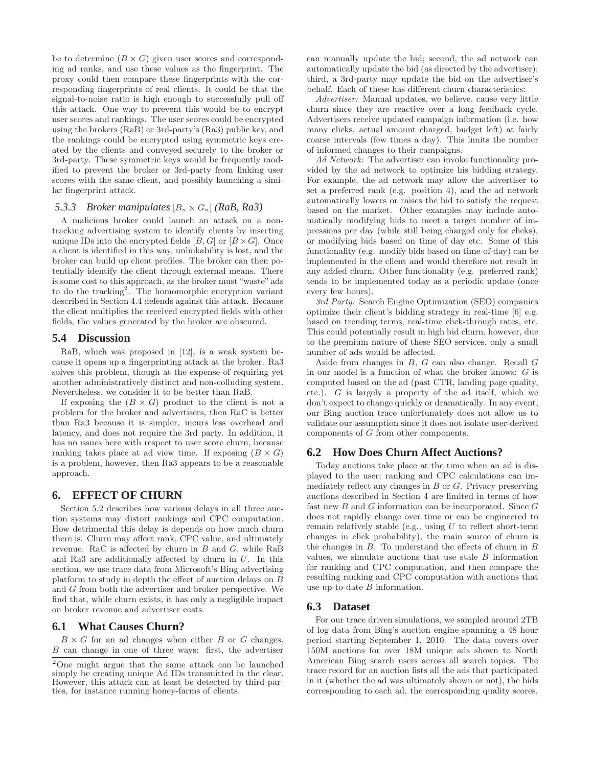be to determine $(B \times G)$ given user scores and corresponding ad ranks, and use these values as the fingerprint. The proxy could then compare these fingerprints with the corresponding fingerprints of real clients. It could be that the signal-to-noise ratio is high enough to successfully pull off this attack. One way to prevent this would be to encrypt user scores and rankings. The user scores could be encrypted using the brokers (RaB) or 3rd-party's (Ra3) public key, and the rankings could be encrypted using symmetric keys created by the clients and conveyed securely to the broker or 3rd-party. These symmetric keys would be frequently modified to prevent the broker or 3rd-party from linking user scores with the same client, and possibly launching a similar fingerprint attack.

### 5.3.3 Broker manipulates $[B_n \times G_n]$ (RaB, Ra3)

A malicious broker could launch an attack on a non-tracking advertising system to identify clients by inserting unique IDs into the encrypted fields $[B, G]$ or $[B \times G]$. Once a client is identified in this way, unlinkability is lost, and the broker can build up client profiles. The broker can then potentially identify the client through external means. There is some cost to this approach, as the broker must "waste" ads to do the tracking[2]. The homomorphic encryption variant described in Section 4.4 defends against this attack. Because the client multiplies the received encrypted fields with other fields, the values generated by the broker are obscured.

## 5.4 Discussion

RaB, which was proposed in [12], is a weak system because it opens up a fingerprinting attack at the broker. Ra3 solves this problem, though at the expense of requiring yet another administratively distinct and non-colluding system. Nevertheless, we consider it to be better than RaB.

If exposing the $(B \times G)$ product to the client is not a problem for the broker and advertisers, then RaC is better than Ra3 because it is simpler, incurs less overhead and latency, and does not require the 3rd party. In addition, it has no issues here with respect to user score churn, because ranking takes place at ad view time. If exposing $(B \times G)$ is a problem, however, then Ra3 appears to be a reasonable approach.

# 6. EFFECT OF CHURN

Section 5.2 describes how various delays in all three auction systems may distort rankings and CPC computation. How detrimental this delay is depends on how much churn there is. Churn may affect rank, CPC value, and ultimately revenue. RaC is affected by churn in $B$ and $G$, while RaB and Ra3 are additionally affected by churn in $U$. In this section, we use trace data from Microsoft's Bing advertising platform to study in depth the effect of auction delays on $B$ and $G$ from both the advertiser and broker perspective. We find that, while churn exists, it has only a negligible impact on broker revenue and advertiser costs.

## 6.1 What Causes Churn?

$B \times G$ for an ad changes when either $B$ or $G$ changes. $B$ can change in one of three ways: first, the advertiser can manually update the bid; second, the ad network can automatically update the bid (as directed by the advertiser); third, a 3rd-party may update the bid on the advertiser's behalf. Each of these has different churn characteristics:

*Advertiser:* Manual updates, we believe, cause very little churn since they are reactive over a long feedback cycle. Advertisers receive updated campaign information (i.e. how many clicks, actual amount charged, budget left) at fairly coarse intervals (few times a day). This limits the number of informed changes to their campaigns.

*Ad Network:* The advertiser can invoke functionality provided by the ad network to optimize his bidding strategy. For example, the ad network may allow the advertiser to set a preferred rank (e.g. position 4), and the ad network automatically lowers or raises the bid to satisfy the request based on the market. Other examples may include automatically modifying bids to meet a target number of impressions per day (while still being charged only for clicks), or modifying bids based on time of day etc. Some of this functionality (e.g. modify bids based on time-of-day) can be implemented in the client and would therefore not result in any added churn. Other functionality (e.g. preferred rank) tends to be implemented today as a periodic update (once every few hours).

*3rd Party:* Search Engine Optimization (SEO) companies optimize their client's bidding strategy in real-time [6] e.g. based on trending terms, real-time click-through rates, etc. This could potentially result in high bid churn, however, due to the premium nature of these SEO services, only a small number of ads would be affected.

Aside from changes in $B$, $G$ can also change. Recall $G$ in our model is a function of what the broker knows: $G$ is computed based on the ad (past CTR, landing page quality, etc.). $G$ is largely a property of the ad itself, which we don't expect to change quickly or dramatically. In any event, our Bing auction trace unfortunately does not allow us to validate our assumption since it does not isolate user-derived components of $G$ from other components.

## 6.2 How Does Churn Affect Auctions?

Today auctions take place at the time when an ad is displayed to the user; ranking and CPC calculations can immediately reflect any changes in $B$ or $G$. Privacy preserving auctions described in Section 4 are limited in terms of how fast new $B$ and $G$ information can be incorporated. Since $G$ does not rapidly change over time or can be engineered to remain relatively stable (e.g., using $U$ to reflect short-term changes in click probability), the main source of churn is the changes in $B$. To understand the effects of churn in $B$ values, we simulate auctions that use stale $B$ information for ranking and CPC computation, and then compare the resulting ranking and CPC computation with auctions that use up-to-date $B$ information.

## 6.3 Dataset

For our trace driven simulations, we sampled around 2TB of log data from Bing's auction engine spanning a 48 hour period starting September 1, 2010. The data covers over 150M auctions for over 18M unique ads shown to North American Bing search users across all search topics. The trace record for an auction lists all the ads that participated in it (whether the ad was ultimately shown or not), the bids corresponding to each ad, the corresponding quality scores,

[2] One might argue that the same attack can be launched simply be creating unique Ad IDs transmitted in the clear. However, this attack can at least be detected by third parties, for instance running honey-farms of clients.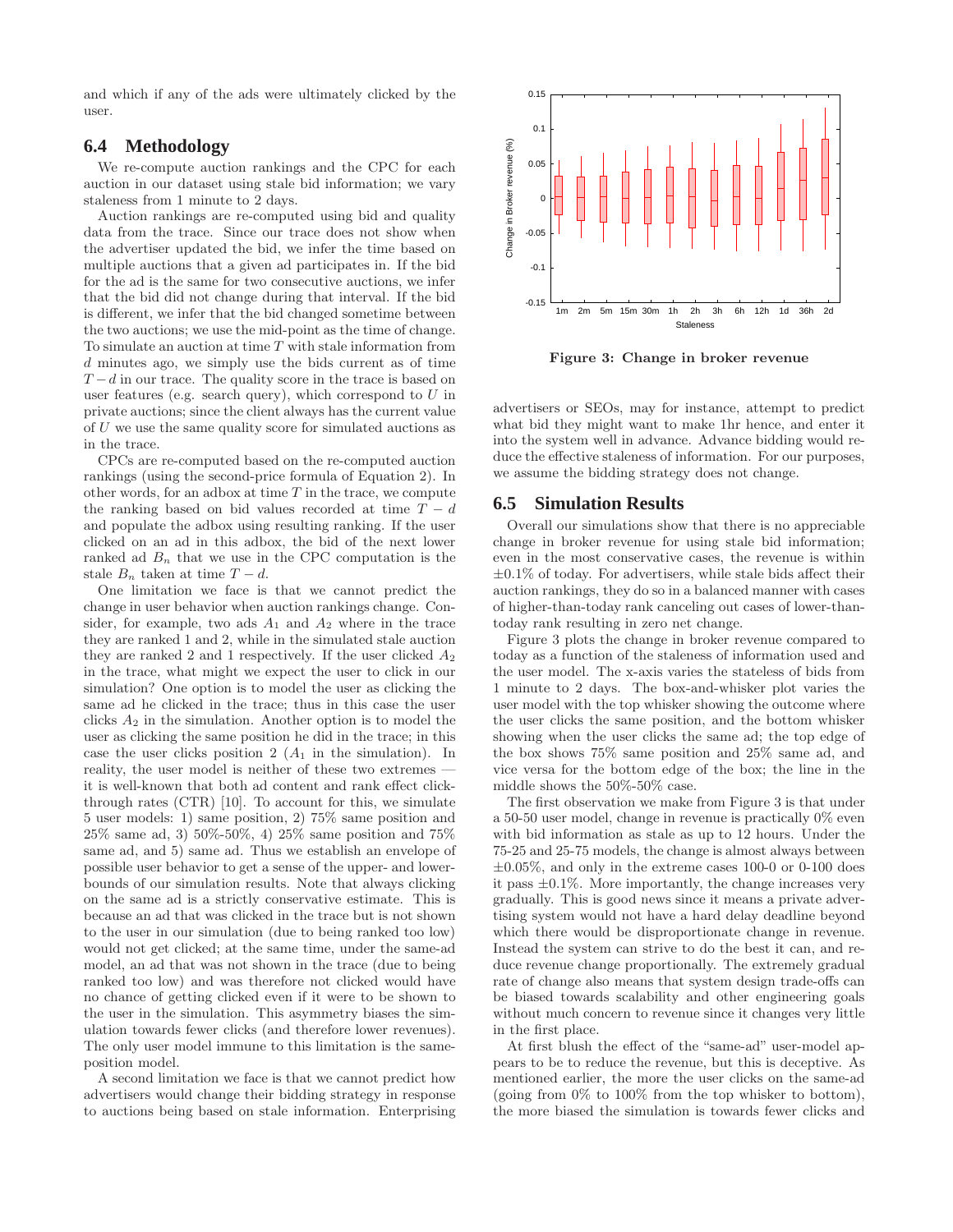and which if any of the ads were ultimately clicked by the user.

### 6.4 Methodology

We re-compute auction rankings and the CPC for each auction in our dataset using stale bid information; we vary staleness from 1 minute to 2 days.

Auction rankings are re-computed using bid and quality data from the trace. Since our trace does not show when the advertiser updated the bid, we infer the time based on multiple auctions that a given ad participates in. If the bid for the ad is the same for two consecutive auctions, we infer that the bid did not change during that interval. If the bid is different, we infer that the bid changed sometime between the two auctions; we use the mid-point as the time of change. To simulate an auction at time $T$ with stale information from $d$ minutes ago, we simply use the bids current as of time $T-d$ in our trace. The quality score in the trace is based on user features (e.g. search query), which correspond to $U$ in private auctions; since the client always has the current value of $U$ we use the same quality score for simulated auctions as in the trace.

CPCs are re-computed based on the re-computed auction rankings (using the second-price formula of Equation 2). In other words, for an adbox at time $T$ in the trace, we compute the ranking based on bid values recorded at time $T-d$ and populate the adbox using resulting ranking. If the user clicked on an ad in this adbox, the bid of the next lower ranked ad $B_n$ that we use in the CPC computation is the stale $B_n$ taken at time $T-d$.

One limitation we face is that we cannot predict the change in user behavior when auction rankings change. Consider, for example, two ads $A_1$ and $A_2$ where in the trace they are ranked 1 and 2, while in the simulated stale auction they are ranked 2 and 1 respectively. If the user clicked $A_2$ in the trace, what might we expect the user to click in our simulation? One option is to model the user as clicking the same ad he clicked in the trace; thus in this case the user clicks $A_2$ in the simulation. Another option is to model the user as clicking the same position he did in the trace; in this case the user clicks position 2 ($A_1$ in the simulation). In reality, the user model is neither of these two extremes — it is well-known that both ad content and rank effect click-through rates (CTR) [10]. To account for this, we simulate 5 user models: 1) same position, 2) 75% same position and 25% same ad, 3) 50%-50%, 4) 25% same position and 75% same ad, and 5) same ad. Thus we establish an envelope of possible user behavior to get a sense of the upper- and lower-bounds of our simulation results. Note that always clicking on the same ad is a strictly conservative estimate. This is because an ad that was clicked in the trace but is not shown to the user in our simulation (due to being ranked too low) would not get clicked; at the same time, under the same-ad model, an ad that was not shown in the trace (due to being ranked too low) and was therefore not clicked would have no chance of getting clicked even if it were to be shown to the user in the simulation. This asymmetry biases the simulation towards fewer clicks (and therefore lower revenues). The only user model immune to this limitation is the same-position model.

A second limitation we face is that we cannot predict how advertisers would change their bidding strategy in response to auctions being based on stale information. Enterprising advertisers or SEOs, may for instance, attempt to predict what bid they might want to make 1hr hence, and enter it into the system well in advance. Advance bidding would reduce the effective staleness of information. For our purposes, we assume the bidding strategy does not change.

**Figure 3: Change in broker revenue**

### 6.5 Simulation Results

Overall our simulations show that there is no appreciable change in broker revenue for using stale bid information; even in the most conservative cases, the revenue is within ±0.1% of today. For advertisers, while stale bids affect their auction rankings, they do so in a balanced manner with cases of higher-than-today rank canceling out cases of lower-than-today rank resulting in zero net change.

Figure 3 plots the change in broker revenue compared to today as a function of the staleness of information used and the user model. The x-axis varies the stateless of bids from 1 minute to 2 days. The box-and-whisker plot varies the user model with the top whisker showing the outcome where the user clicks the same position, and the bottom whisker showing when the user clicks the same ad; the top edge of the box shows 75% same position and 25% same ad, and vice versa for the bottom edge of the box; the line in the middle shows the 50%-50% case.

The first observation we make from Figure 3 is that under a 50-50 user model, change in revenue is practically 0% even with bid information as stale as up to 12 hours. Under the 75-25 and 25-75 models, the change is almost always between ±0.05%, and only in the extreme cases 100-0 or 0-100 does it pass ±0.1%. More importantly, the change increases very gradually. This is good news since it means a private advertising system would not have a hard delay deadline beyond which there would be disproportionate change in revenue. Instead the system can strive to do the best it can, and reduce revenue change proportionally. The extremely gradual rate of change also means that system design trade-offs can be biased towards scalability and other engineering goals without much concern to revenue since it changes very little in the first place.

At first blush the effect of the "same-ad" user-model appears to be to reduce the revenue, but this is deceptive. As mentioned earlier, the more the user clicks on the same-ad (going from 0% to 100% from the top whisker to bottom), the more biased the simulation is towards fewer clicks and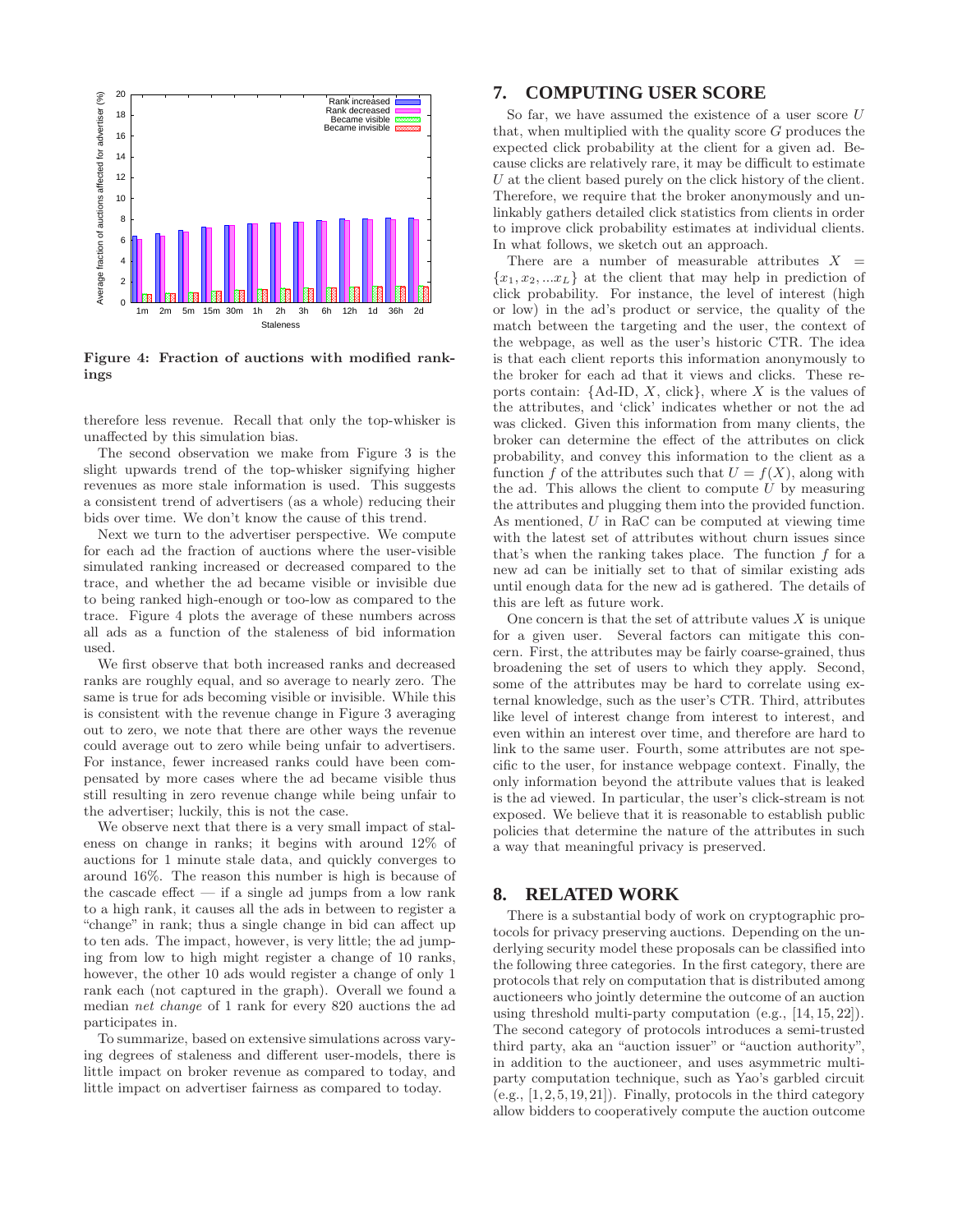Figure 4: Fraction of auctions with modified rankings

therefore less revenue. Recall that only the top-whisker is unaffected by this simulation bias.

The second observation we make from Figure 3 is the slight upwards trend of the top-whisker signifying higher revenues as more stale information is used. This suggests a consistent trend of advertisers (as a whole) reducing their bids over time. We don't know the cause of this trend.

Next we turn to the advertiser perspective. We compute for each ad the fraction of auctions where the user-visible simulated ranking increased or decreased compared to the trace, and whether the ad became visible or invisible due to being ranked high-enough or too-low as compared to the trace. Figure 4 plots the average of these numbers across all ads as a function of the staleness of bid information used.

We first observe that both increased ranks and decreased ranks are roughly equal, and so average to nearly zero. The same is true for ads becoming visible or invisible. While this is consistent with the revenue change in Figure 3 averaging out to zero, we note that there are other ways the revenue could average out to zero while being unfair to advertisers. For instance, fewer increased ranks could have been compensated by more cases where the ad became visible thus still resulting in zero revenue change while being unfair to the advertiser; luckily, this is not the case.

We observe next that there is a very small impact of staleness on change in ranks; it begins with around 12% of auctions for 1 minute stale data, and quickly converges to around 16%. The reason this number is high is because of the cascade effect — if a single ad jumps from a low rank to a high rank, it causes all the ads in between to register a "change" in rank; thus a single change in bid can affect up to ten ads. The impact, however, is very little; the ad jumping from low to high might register a change of 10 ranks, however, the other 10 ads would register a change of only 1 rank each (not captured in the graph). Overall we found a median *net change* of 1 rank for every 820 auctions the ad participates in.

To summarize, based on extensive simulations across varying degrees of staleness and different user-models, there is little impact on broker revenue as compared to today, and little impact on advertiser fairness as compared to today.

## 7. COMPUTING USER SCORE

So far, we have assumed the existence of a user score $U$ that, when multiplied with the quality score $G$ produces the expected click probability at the client for a given ad. Because clicks are relatively rare, it may be difficult to estimate $U$ at the client based purely on the click history of the client. Therefore, we require that the broker anonymously and unlinkably gathers detailed click statistics from clients in order to improve click probability estimates at individual clients. In what follows, we sketch out an approach.

There are a number of measurable attributes $X = \{x_1, x_2, ...x_L\}$ at the client that may help in prediction of click probability. For instance, the level of interest (high or low) in the ad's product or service, the quality of the match between the targeting and the user, the context of the webpage, as well as the user's historic CTR. The idea is that each client reports this information anonymously to the broker for each ad that it views and clicks. These reports contain: {Ad-ID, $X$, click}, where $X$ is the values of the attributes, and 'click' indicates whether or not the ad was clicked. Given this information from many clients, the broker can determine the effect of the attributes on click probability, and convey this information to the client as a function $f$ of the attributes such that $U = f(X)$, along with the ad. This allows the client to compute $U$ by measuring the attributes and plugging them into the provided function. As mentioned, $U$ in RaC can be computed at viewing time with the latest set of attributes without churn issues since that's when the ranking takes place. The function $f$ for a new ad can be initially set to that of similar existing ads until enough data for the new ad is gathered. The details of this are left as future work.

One concern is that the set of attribute values $X$ is unique for a given user. Several factors can mitigate this concern. First, the attributes may be fairly coarse-grained, thus broadening the set of users to which they apply. Second, some of the attributes may be hard to correlate using external knowledge, such as the user's CTR. Third, attributes like level of interest change from interest to interest, and even within an interest over time, and therefore are hard to link to the same user. Fourth, some attributes are not specific to the user, for instance webpage context. Finally, the only information beyond the attribute values that is leaked is the ad viewed. In particular, the user's click-stream is not exposed. We believe that it is reasonable to establish public policies that determine the nature of the attributes in such a way that meaningful privacy is preserved.

## 8. RELATED WORK

There is a substantial body of work on cryptographic protocols for privacy preserving auctions. Depending on the underlying security model these proposals can be classified into the following three categories. In the first category, there are protocols that rely on computation that is distributed among auctioneers who jointly determine the outcome of an auction using threshold multi-party computation (e.g., [14, 15, 22]). The second category of protocols introduces a semi-trusted third party, aka an "auction issuer" or "auction authority", in addition to the auctioneer, and uses asymmetric multi-party computation technique, such as Yao's garbled circuit (e.g., [1, 2, 5, 19, 21]). Finally, protocols in the third category allow bidders to cooperatively compute the auction outcome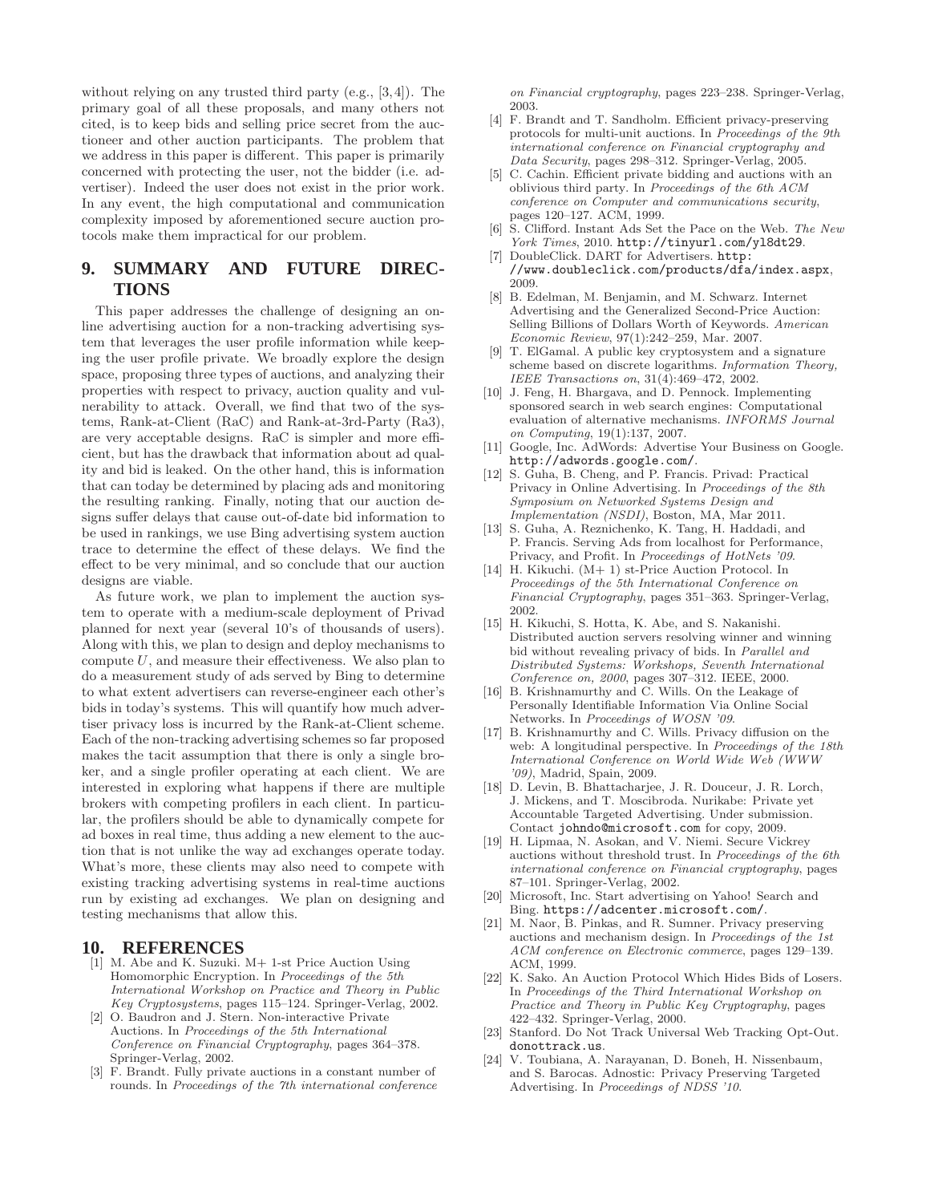without relying on any trusted third party (e.g., [3,4]). The primary goal of all these proposals, and many others not cited, is to keep bids and selling price secret from the auctioneer and other auction participants. The problem that we address in this paper is different. This paper is primarily concerned with protecting the user, not the bidder (i.e. advertiser). Indeed the user does not exist in the prior work. In any event, the high computational and communication complexity imposed by aforementioned secure auction protocols make them impractical for our problem.

## 9. SUMMARY AND FUTURE DIRECTIONS

This paper addresses the challenge of designing an online advertising auction for a non-tracking advertising system that leverages the user profile information while keeping the user profile private. We broadly explore the design space, proposing three types of auctions, and analyzing their properties with respect to privacy, auction quality and vulnerability to attack. Overall, we find that two of the systems, Rank-at-Client (RaC) and Rank-at-3rd-Party (Ra3), are very acceptable designs. RaC is simpler and more efficient, but has the drawback that information about ad quality and bid is leaked. On the other hand, this is information that can today be determined by placing ads and monitoring the resulting ranking. Finally, noting that our auction designs suffer delays that cause out-of-date bid information to be used in rankings, we use Bing advertising system auction trace to determine the effect of these delays. We find the effect to be very minimal, and so conclude that our auction designs are viable.

As future work, we plan to implement the auction system to operate with a medium-scale deployment of Privad planned for next year (several 10's of thousands of users). Along with this, we plan to design and deploy mechanisms to compute $U$, and measure their effectiveness. We also plan to do a measurement study of ads served by Bing to determine to what extent advertisers can reverse-engineer each other's bids in today's systems. This will quantify how much advertiser privacy loss is incurred by the Rank-at-Client scheme. Each of the non-tracking advertising schemes so far proposed makes the tacit assumption that there is only a single broker, and a single profiler operating at each client. We are interested in exploring what happens if there are multiple brokers with competing profilers in each client. In particular, the profilers should be able to dynamically compete for ad boxes in real time, thus adding a new element to the auction that is not unlike the way ad exchanges operate today. What's more, these clients may also need to compete with existing tracking advertising systems in real-time auctions run by existing ad exchanges. We plan on designing and testing mechanisms that allow this.

## 10. REFERENCES

[1] M. Abe and K. Suzuki. M+ 1-st Price Auction Using Homomorphic Encryption. In *Proceedings of the 5th International Workshop on Practice and Theory in Public Key Cryptosystems*, pages 115–124. Springer-Verlag, 2002.

[2] O. Baudron and J. Stern. Non-interactive Private Auctions. In *Proceedings of the 5th International Conference on Financial Cryptography*, pages 364–378. Springer-Verlag, 2002.

[3] F. Brandt. Fully private auctions in a constant number of rounds. In *Proceedings of the 7th international conference on Financial cryptography*, pages 223–238. Springer-Verlag, 2003.

[4] F. Brandt and T. Sandholm. Efficient privacy-preserving protocols for multi-unit auctions. In *Proceedings of the 9th international conference on Financial cryptography and Data Security*, pages 298–312. Springer-Verlag, 2005.

[5] C. Cachin. Efficient private bidding and auctions with an oblivious third party. In *Proceedings of the 6th ACM conference on Computer and communications security*, pages 120–127. ACM, 1999.

[6] S. Clifford. Instant Ads Set the Pace on the Web. *The New York Times*, 2010. http://tinyurl.com/yl8dt29.

[7] DoubleClick. DART for Advertisers. http://www.doubleclick.com/products/dfa/index.aspx, 2009.

[8] B. Edelman, M. Benjamin, and M. Schwarz. Internet Advertising and the Generalized Second-Price Auction: Selling Billions of Dollars Worth of Keywords. *American Economic Review*, 97(1):242–259, Mar. 2007.

[9] T. ElGamal. A public key cryptosystem and a signature scheme based on discrete logarithms. *Information Theory, IEEE Transactions on*, 31(4):469–472, 2002.

[10] J. Feng, H. Bhargava, and D. Pennock. Implementing sponsored search in web search engines: Computational evaluation of alternative mechanisms. *INFORMS Journal on Computing*, 19(1):137, 2007.

[11] Google, Inc. AdWords: Advertise Your Business on Google. http://adwords.google.com/.

[12] S. Guha, B. Cheng, and P. Francis. Privad: Practical Privacy in Online Advertising. In *Proceedings of the 8th Symposium on Networked Systems Design and Implementation (NSDI)*, Boston, MA, Mar 2011.

[13] S. Guha, A. Reznichenko, K. Tang, H. Haddadi, and P. Francis. Serving Ads from localhost for Performance, Privacy, and Profit. In *Proceedings of HotNets '09*.

[14] H. Kikuchi. (M+ 1) st-Price Auction Protocol. In *Proceedings of the 5th International Conference on Financial Cryptography*, pages 351–363. Springer-Verlag, 2002.

[15] H. Kikuchi, S. Hotta, K. Abe, and S. Nakanishi. Distributed auction servers resolving winner and winning bid without revealing privacy of bids. In *Parallel and Distributed Systems: Workshops, Seventh International Conference on, 2000*, pages 307–312. IEEE, 2000.

[16] B. Krishnamurthy and C. Wills. On the Leakage of Personally Identifiable Information Via Online Social Networks. In *Proceedings of WOSN '09*.

[17] B. Krishnamurthy and C. Wills. Privacy diffusion on the web: A longitudinal perspective. In *Proceedings of the 18th International Conference on World Wide Web (WWW '09)*, Madrid, Spain, 2009.

[18] D. Levin, B. Bhattacharjee, J. R. Douceur, J. R. Lorch, J. Mickens, and T. Moscibroda. Nurikabe: Private yet Accountable Targeted Advertising. Under submission. Contact johndo@microsoft.com for copy, 2009.

[19] H. Lipmaa, N. Asokan, and V. Niemi. Secure Vickrey auctions without threshold trust. In *Proceedings of the 6th international conference on Financial cryptography*, pages 87–101. Springer-Verlag, 2002.

[20] Microsoft, Inc. Start advertising on Yahoo! Search and Bing. https://adcenter.microsoft.com/.

[21] M. Naor, B. Pinkas, and R. Sumner. Privacy preserving auctions and mechanism design. In *Proceedings of the 1st ACM conference on Electronic commerce*, pages 129–139. ACM, 1999.

[22] K. Sako. An Auction Protocol Which Hides Bids of Losers. In *Proceedings of the Third International Workshop on Practice and Theory in Public Key Cryptography*, pages 422–432. Springer-Verlag, 2000.

[23] Stanford. Do Not Track Universal Web Tracking Opt-Out. donottrack.us.

[24] V. Toubiana, A. Narayanan, D. Boneh, H. Nissenbaum, and S. Barocas. Adnostic: Privacy Preserving Targeted Advertising. In *Proceedings of NDSS '10*.